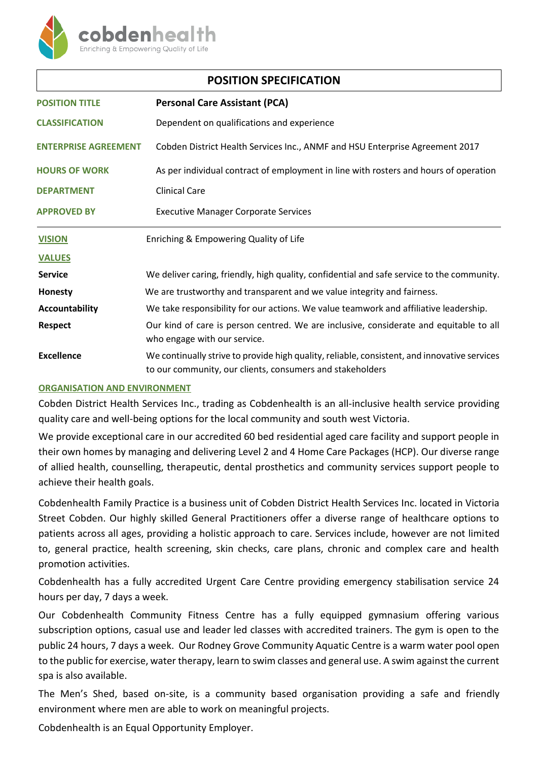cobdenhealth

Enriching & Empowering Quality of Life

# POSITION SPECIFICATION

| | |
|---|---|
| **POSITION TITLE** | **Personal Care Assistant (PCA)** |
| **CLASSIFICATION** | Dependent on qualifications and experience |
| **ENTERPRISE AGREEMENT** | Cobden District Health Services Inc., ANMF and HSU Enterprise Agreement 2017 |
| **HOURS OF WORK** | As per individual contract of employment in line with rosters and hours of operation |
| **DEPARTMENT** | Clinical Care |
| **APPROVED BY** | Executive Manager Corporate Services |

| | |
|---|---|
| **VISION** | Enriching & Empowering Quality of Life |
| **VALUES** | |
| **Service** | We deliver caring, friendly, high quality, confidential and safe service to the community. |
| **Honesty** | We are trustworthy and transparent and we value integrity and fairness. |
| **Accountability** | We take responsibility for our actions. We value teamwork and affiliative leadership. |
| **Respect** | Our kind of care is person centred. We are inclusive, considerate and equitable to all who engage with our service. |
| **Excellence** | We continually strive to provide high quality, reliable, consistent, and innovative services to our community, our clients, consumers and stakeholders |

## ORGANISATION AND ENVIRONMENT

Cobden District Health Services Inc., trading as Cobdenhealth is an all-inclusive health service providing quality care and well-being options for the local community and south west Victoria.

We provide exceptional care in our accredited 60 bed residential aged care facility and support people in their own homes by managing and delivering Level 2 and 4 Home Care Packages (HCP). Our diverse range of allied health, counselling, therapeutic, dental prosthetics and community services support people to achieve their health goals.

Cobdenhealth Family Practice is a business unit of Cobden District Health Services Inc. located in Victoria Street Cobden. Our highly skilled General Practitioners offer a diverse range of healthcare options to patients across all ages, providing a holistic approach to care. Services include, however are not limited to, general practice, health screening, skin checks, care plans, chronic and complex care and health promotion activities.

Cobdenhealth has a fully accredited Urgent Care Centre providing emergency stabilisation service 24 hours per day, 7 days a week.

Our Cobdenhealth Community Fitness Centre has a fully equipped gymnasium offering various subscription options, casual use and leader led classes with accredited trainers. The gym is open to the public 24 hours, 7 days a week. Our Rodney Grove Community Aquatic Centre is a warm water pool open to the public for exercise, water therapy, learn to swim classes and general use. A swim against the current spa is also available.

The Men's Shed, based on-site, is a community based organisation providing a safe and friendly environment where men are able to work on meaningful projects.

Cobdenhealth is an Equal Opportunity Employer.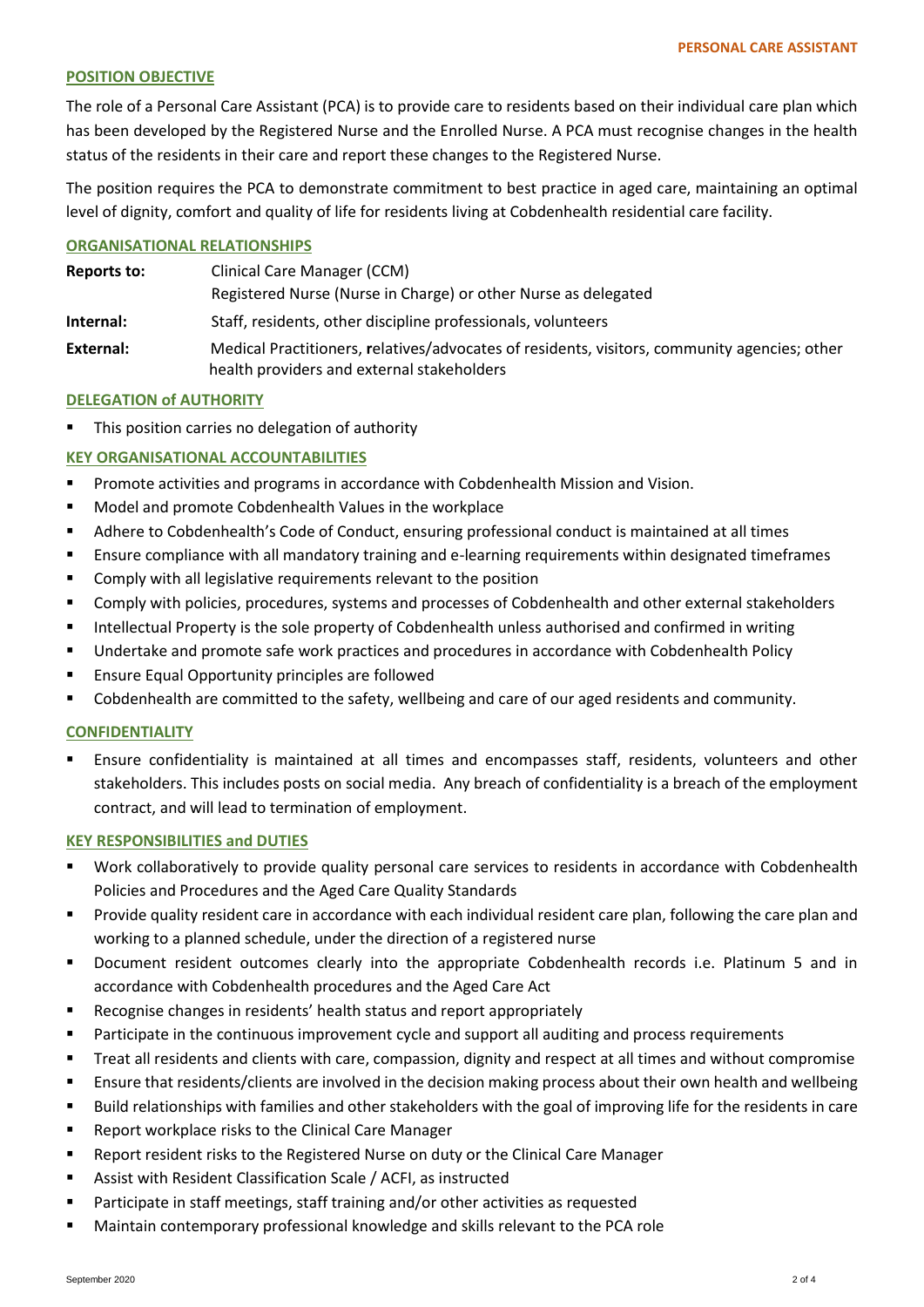## POSITION OBJECTIVE

The role of a Personal Care Assistant (PCA) is to provide care to residents based on their individual care plan which has been developed by the Registered Nurse and the Enrolled Nurse. A PCA must recognise changes in the health status of the residents in their care and report these changes to the Registered Nurse.

The position requires the PCA to demonstrate commitment to best practice in aged care, maintaining an optimal level of dignity, comfort and quality of life for residents living at Cobdenhealth residential care facility.

## ORGANISATIONAL RELATIONSHIPS

| | |
|---|---|
| **Reports to:** | Clinical Care Manager (CCM)<br>Registered Nurse (Nurse in Charge) or other Nurse as delegated |
| **Internal:** | Staff, residents, other discipline professionals, volunteers |
| **External:** | Medical Practitioners, relatives/advocates of residents, visitors, community agencies; other health providers and external stakeholders |

## DELEGATION of AUTHORITY

- This position carries no delegation of authority

## KEY ORGANISATIONAL ACCOUNTABILITIES

- Promote activities and programs in accordance with Cobdenhealth Mission and Vision.
- Model and promote Cobdenhealth Values in the workplace
- Adhere to Cobdenhealth's Code of Conduct, ensuring professional conduct is maintained at all times
- Ensure compliance with all mandatory training and e-learning requirements within designated timeframes
- Comply with all legislative requirements relevant to the position
- Comply with policies, procedures, systems and processes of Cobdenhealth and other external stakeholders
- Intellectual Property is the sole property of Cobdenhealth unless authorised and confirmed in writing
- Undertake and promote safe work practices and procedures in accordance with Cobdenhealth Policy
- Ensure Equal Opportunity principles are followed
- Cobdenhealth are committed to the safety, wellbeing and care of our aged residents and community.

## CONFIDENTIALITY

- Ensure confidentiality is maintained at all times and encompasses staff, residents, volunteers and other stakeholders. This includes posts on social media. Any breach of confidentiality is a breach of the employment contract, and will lead to termination of employment.

## KEY RESPONSIBILITIES and DUTIES

- Work collaboratively to provide quality personal care services to residents in accordance with Cobdenhealth Policies and Procedures and the Aged Care Quality Standards
- Provide quality resident care in accordance with each individual resident care plan, following the care plan and working to a planned schedule, under the direction of a registered nurse
- Document resident outcomes clearly into the appropriate Cobdenhealth records i.e. Platinum 5 and in accordance with Cobdenhealth procedures and the Aged Care Act
- Recognise changes in residents' health status and report appropriately
- Participate in the continuous improvement cycle and support all auditing and process requirements
- Treat all residents and clients with care, compassion, dignity and respect at all times and without compromise
- Ensure that residents/clients are involved in the decision making process about their own health and wellbeing
- Build relationships with families and other stakeholders with the goal of improving life for the residents in care
- Report workplace risks to the Clinical Care Manager
- Report resident risks to the Registered Nurse on duty or the Clinical Care Manager
- Assist with Resident Classification Scale / ACFI, as instructed
- Participate in staff meetings, staff training and/or other activities as requested
- Maintain contemporary professional knowledge and skills relevant to the PCA role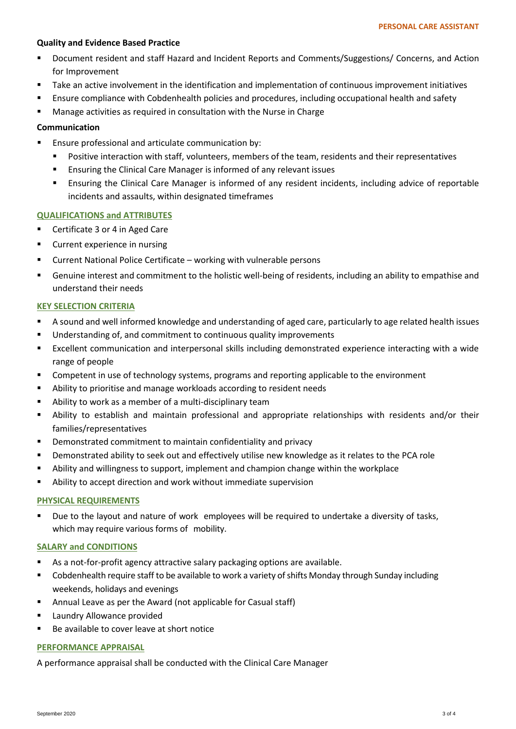**Quality and Evidence Based Practice**

- Document resident and staff Hazard and Incident Reports and Comments/Suggestions/ Concerns, and Action for Improvement
- Take an active involvement in the identification and implementation of continuous improvement initiatives
- Ensure compliance with Cobdenhealth policies and procedures, including occupational health and safety
- Manage activities as required in consultation with the Nurse in Charge

**Communication**

- Ensure professional and articulate communication by:
  - Positive interaction with staff, volunteers, members of the team, residents and their representatives
  - Ensuring the Clinical Care Manager is informed of any relevant issues
  - Ensuring the Clinical Care Manager is informed of any resident incidents, including advice of reportable incidents and assaults, within designated timeframes

## QUALIFICATIONS and ATTRIBUTES

- Certificate 3 or 4 in Aged Care
- Current experience in nursing
- Current National Police Certificate – working with vulnerable persons
- Genuine interest and commitment to the holistic well-being of residents, including an ability to empathise and understand their needs

## KEY SELECTION CRITERIA

- A sound and well informed knowledge and understanding of aged care, particularly to age related health issues
- Understanding of, and commitment to continuous quality improvements
- Excellent communication and interpersonal skills including demonstrated experience interacting with a wide range of people
- Competent in use of technology systems, programs and reporting applicable to the environment
- Ability to prioritise and manage workloads according to resident needs
- Ability to work as a member of a multi-disciplinary team
- Ability to establish and maintain professional and appropriate relationships with residents and/or their families/representatives
- Demonstrated commitment to maintain confidentiality and privacy
- Demonstrated ability to seek out and effectively utilise new knowledge as it relates to the PCA role
- Ability and willingness to support, implement and champion change within the workplace
- Ability to accept direction and work without immediate supervision

## PHYSICAL REQUIREMENTS

- Due to the layout and nature of work employees will be required to undertake a diversity of tasks, which may require various forms of mobility.

## SALARY and CONDITIONS

- As a not-for-profit agency attractive salary packaging options are available.
- Cobdenhealth require staff to be available to work a variety of shifts Monday through Sunday including weekends, holidays and evenings
- Annual Leave as per the Award (not applicable for Casual staff)
- Laundry Allowance provided
- Be available to cover leave at short notice

## PERFORMANCE APPRAISAL

A performance appraisal shall be conducted with the Clinical Care Manager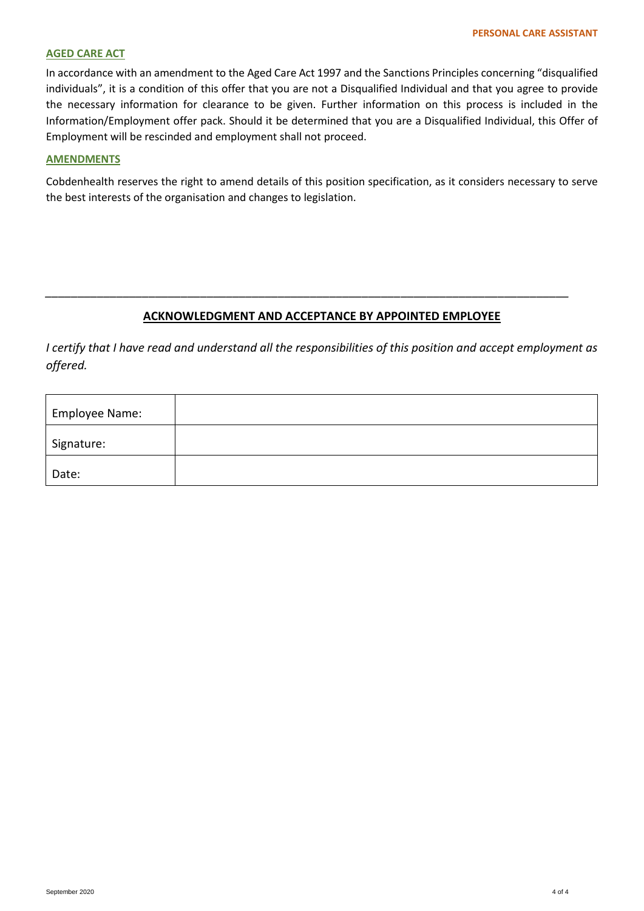## AGED CARE ACT

In accordance with an amendment to the Aged Care Act 1997 and the Sanctions Principles concerning "disqualified individuals", it is a condition of this offer that you are not a Disqualified Individual and that you agree to provide the necessary information for clearance to be given. Further information on this process is included in the Information/Employment offer pack. Should it be determined that you are a Disqualified Individual, this Offer of Employment will be rescinded and employment shall not proceed.

## AMENDMENTS

Cobdenhealth reserves the right to amend details of this position specification, as it considers necessary to serve the best interests of the organisation and changes to legislation.

---

## ACKNOWLEDGMENT AND ACCEPTANCE BY APPOINTED EMPLOYEE

*I certify that I have read and understand all the responsibilities of this position and accept employment as offered.*

| | |
|---|---|
| Employee Name: | |
| Signature: | |
| Date: | |

September 2020